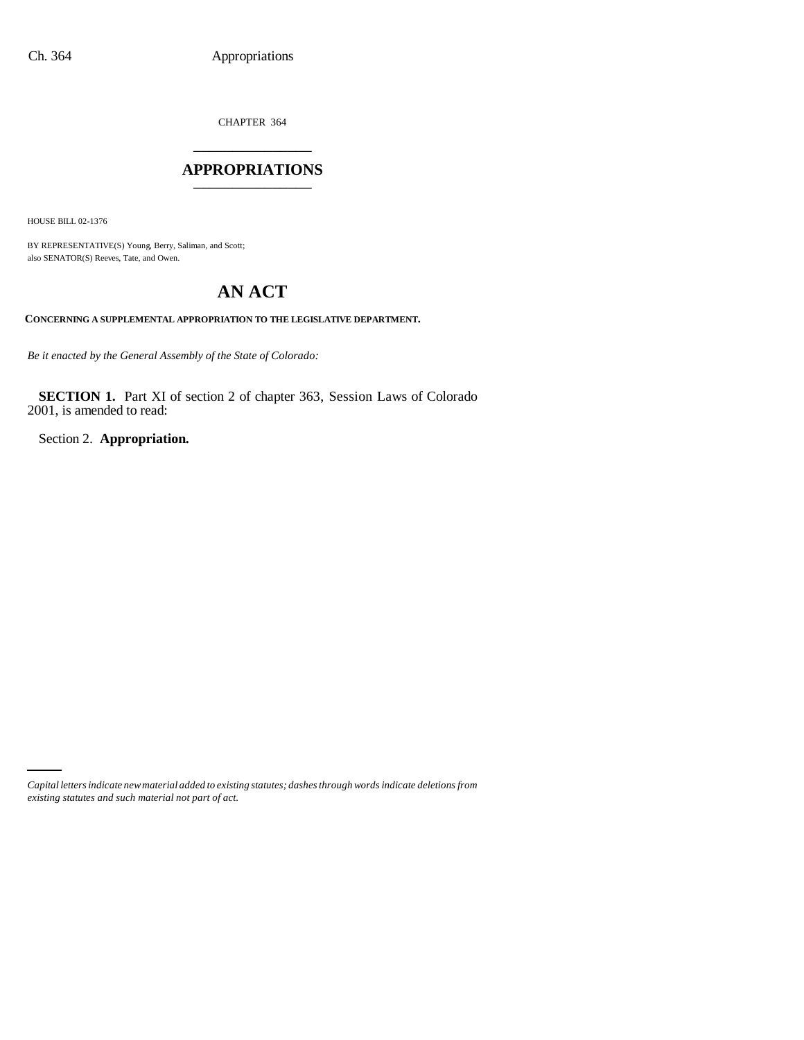CHAPTER 364

# APPROPRIATIONS

HOUSE BILL 02-1376

BY REPRESENTATIVE(S) Young, Berry, Saliman, and Scott;
also SENATOR(S) Reeves, Tate, and Owen.

# AN ACT

**CONCERNING A SUPPLEMENTAL APPROPRIATION TO THE LEGISLATIVE DEPARTMENT.**

*Be it enacted by the General Assembly of the State of Colorado:*

**SECTION 1.** Part XI of section 2 of chapter 363, Session Laws of Colorado 2001, is amended to read:

Section 2. **Appropriation.**

*Capital letters indicate new material added to existing statutes; dashes through words indicate deletions from existing statutes and such material not part of act.*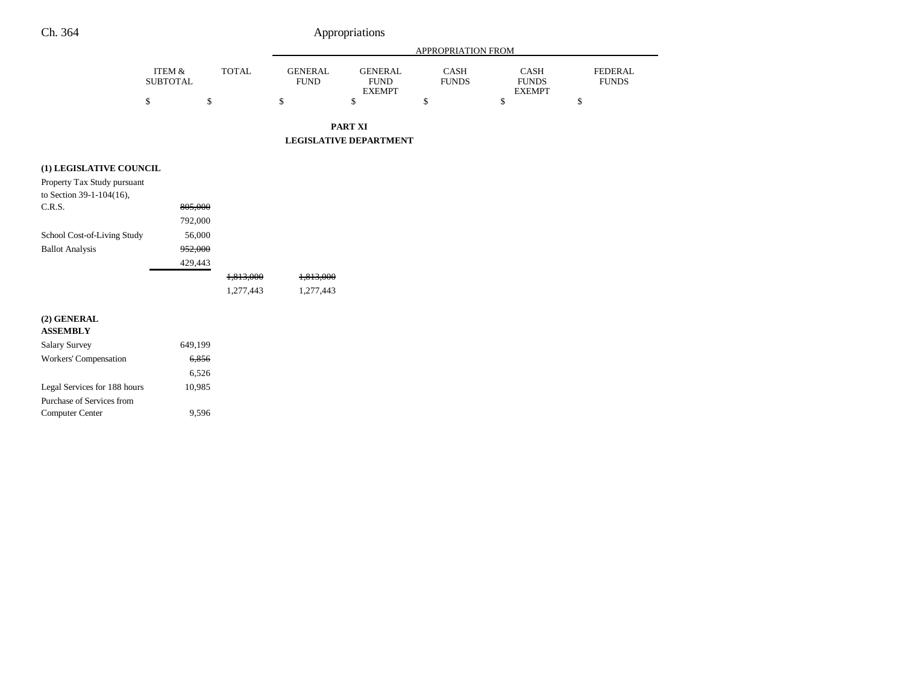|  | ITEM & SUBTOTAL | TOTAL | APPROPRIATION FROM GENERAL FUND | GENERAL FUND EXEMPT | CASH FUNDS | CASH FUNDS EXEMPT | FEDERAL FUNDS |
|---|---|---|---|---|---|---|---|
|  | $ | $ | $ | $ | $ | $ | $ |

**PART XI**

**LEGISLATIVE DEPARTMENT**

| | ITEM & SUBTOTAL | TOTAL | GENERAL FUND | GENERAL FUND EXEMPT | CASH FUNDS | CASH FUNDS EXEMPT | FEDERAL FUNDS |
|---|---|---|---|---|---|---|---|
| **(1) LEGISLATIVE COUNCIL** | | | | | | | |
| Property Tax Study pursuant to Section 39-1-104(16), C.R.S. | ~~805,000~~ | | | | | | |
| | 792,000 | | | | | | |
| School Cost-of-Living Study | 56,000 | | | | | | |
| Ballot Analysis | ~~952,000~~ | | | | | | |
| | 429,443 | | | | | | |
| | | ~~1,813,000~~ | ~~1,813,000~~ | | | | |
| | | 1,277,443 | 1,277,443 | | | | |
| **(2) GENERAL ASSEMBLY** | | | | | | | |
| Salary Survey | 649,199 | | | | | | |
| Workers' Compensation | ~~6,856~~ | | | | | | |
| | 6,526 | | | | | | |
| Legal Services for 188 hours | 10,985 | | | | | | |
| Purchase of Services from Computer Center | 9,596 | | | | | | |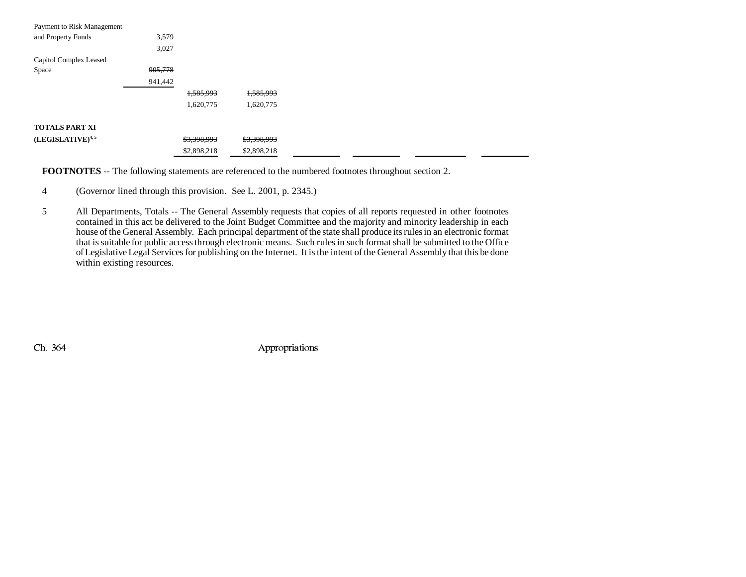| | | | | | | | |
|---|---|---|---|---|---|---|---|
| Payment to Risk Management and Property Funds | ~~3,579~~ 3,027 | | | | | | |
| Capitol Complex Leased Space | ~~905,778~~ 941,442 | | | | | | |
| | | ~~1,585,993~~ 1,620,775 | ~~1,585,993~~ 1,620,775 | | | | |
| **TOTALS PART XI (LEGISLATIVE)**[4, 5] | | ~~$3,398,993~~ $2,898,218 | ~~$3,398,993~~ $2,898,218 | | | | |

**FOOTNOTES** -- The following statements are referenced to the numbered footnotes throughout section 2.

4 (Governor lined through this provision. See L. 2001, p. 2345.)

5 All Departments, Totals -- The General Assembly requests that copies of all reports requested in other footnotes contained in this act be delivered to the Joint Budget Committee and the majority and minority leadership in each house of the General Assembly. Each principal department of the state shall produce its rules in an electronic format that is suitable for public access through electronic means. Such rules in such format shall be submitted to the Office of Legislative Legal Services for publishing on the Internet. It is the intent of the General Assembly that this be done within existing resources.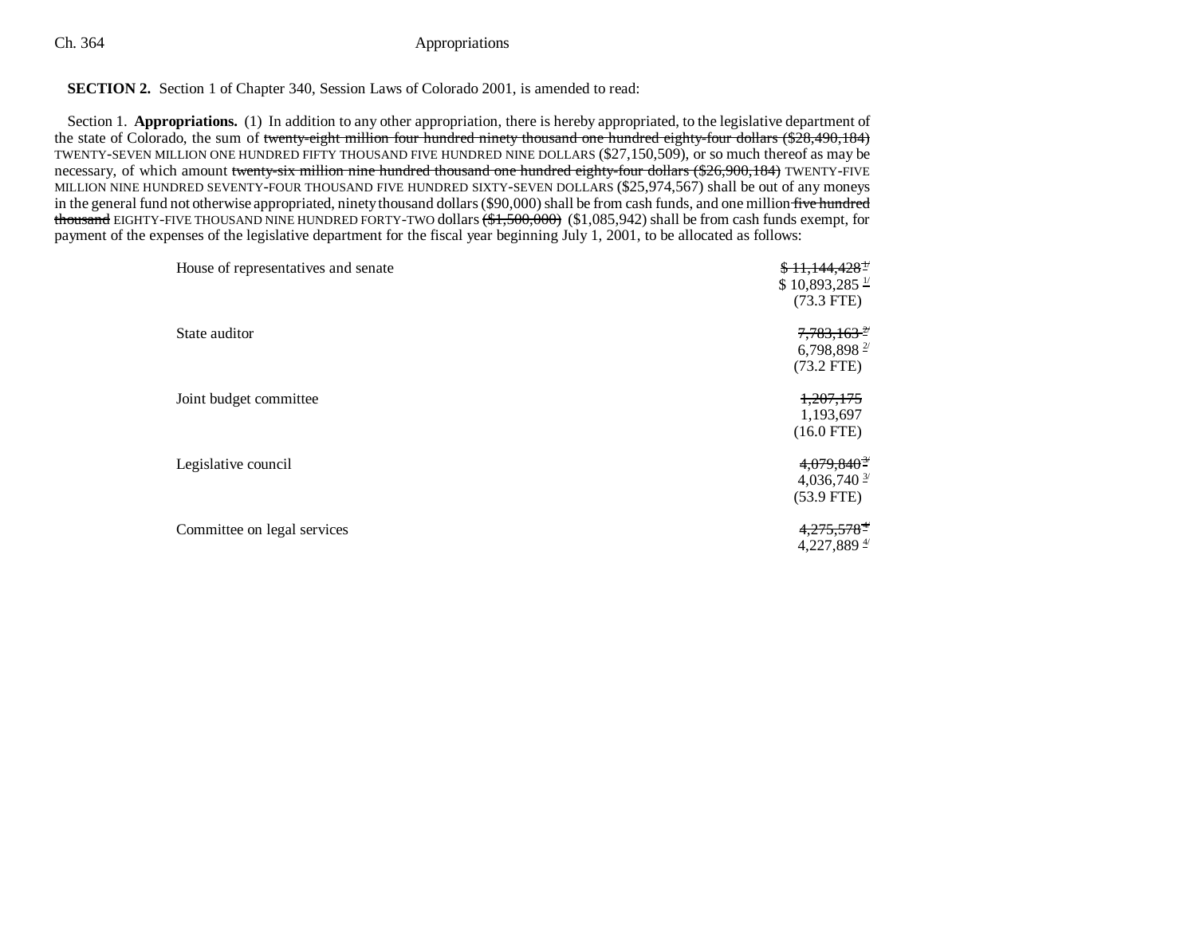**SECTION 2.** Section 1 of Chapter 340, Session Laws of Colorado 2001, is amended to read:

Section 1. **Appropriations.** (1) In addition to any other appropriation, there is hereby appropriated, to the legislative department of the state of Colorado, the sum of ~~twenty-eight million four hundred ninety thousand one hundred eighty-four dollars ($28,490,184)~~ TWENTY-SEVEN MILLION ONE HUNDRED FIFTY THOUSAND FIVE HUNDRED NINE DOLLARS ($27,150,509), or so much thereof as may be necessary, of which amount ~~twenty-six million nine hundred thousand one hundred eighty-four dollars ($26,900,184)~~ TWENTY-FIVE MILLION NINE HUNDRED SEVENTY-FOUR THOUSAND FIVE HUNDRED SIXTY-SEVEN DOLLARS ($25,974,567) shall be out of any moneys in the general fund not otherwise appropriated, ninety thousand dollars ($90,000) shall be from cash funds, and one million ~~five hundred thousand~~ EIGHTY-FIVE THOUSAND NINE HUNDRED FORTY-TWO dollars ~~($1,500,000)~~ ($1,085,942) shall be from cash funds exempt, for payment of the expenses of the legislative department for the fiscal year beginning July 1, 2001, to be allocated as follows:

| | |
|---|---|
| House of representatives and senate | ~~$ 11,144,428 1/~~<br>$ 10,893,285 1/<br>(73.3 FTE) |
| State auditor | ~~7,783,163 2/~~<br>6,798,898 2/<br>(73.2 FTE) |
| Joint budget committee | ~~1,207,175~~<br>1,193,697<br>(16.0 FTE) |
| Legislative council | ~~4,079,840 3/~~<br>4,036,740 3/<br>(53.9 FTE) |
| Committee on legal services | ~~4,275,578 4/~~<br>4,227,889 4/ |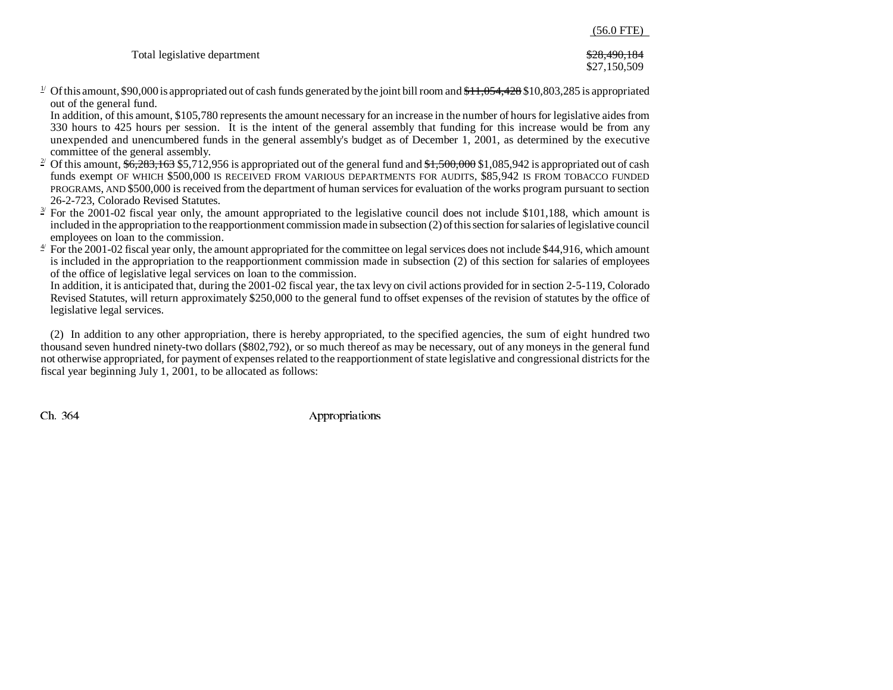(56.0 FTE)

Total legislative department ~~$28,490,184~~ $27,150,509

[1] Of this amount, $90,000 is appropriated out of cash funds generated by the joint bill room and ~~$11,054,428~~ $10,803,285 is appropriated out of the general fund.
In addition, of this amount, $105,780 represents the amount necessary for an increase in the number of hours for legislative aides from 330 hours to 425 hours per session. It is the intent of the general assembly that funding for this increase would be from any unexpended and unencumbered funds in the general assembly's budget as of December 1, 2001, as determined by the executive committee of the general assembly.

[2] Of this amount, ~~$6,283,163~~ $5,712,956 is appropriated out of the general fund and ~~$1,500,000~~ $1,085,942 is appropriated out of cash funds exempt OF WHICH $500,000 IS RECEIVED FROM VARIOUS DEPARTMENTS FOR AUDITS, $85,942 IS FROM TOBACCO FUNDED PROGRAMS, AND $500,000 is received from the department of human services for evaluation of the works program pursuant to section 26-2-723, Colorado Revised Statutes.

[3] For the 2001-02 fiscal year only, the amount appropriated to the legislative council does not include $101,188, which amount is included in the appropriation to the reapportionment commission made in subsection (2) of this section for salaries of legislative council employees on loan to the commission.

[4] For the 2001-02 fiscal year only, the amount appropriated for the committee on legal services does not include $44,916, which amount is included in the appropriation to the reapportionment commission made in subsection (2) of this section for salaries of employees of the office of legislative legal services on loan to the commission.
In addition, it is anticipated that, during the 2001-02 fiscal year, the tax levy on civil actions provided for in section 2-5-119, Colorado Revised Statutes, will return approximately $250,000 to the general fund to offset expenses of the revision of statutes by the office of legislative legal services.

(2) In addition to any other appropriation, there is hereby appropriated, to the specified agencies, the sum of eight hundred two thousand seven hundred ninety-two dollars ($802,792), or so much thereof as may be necessary, out of any moneys in the general fund not otherwise appropriated, for payment of expenses related to the reapportionment of state legislative and congressional districts for the fiscal year beginning July 1, 2001, to be allocated as follows: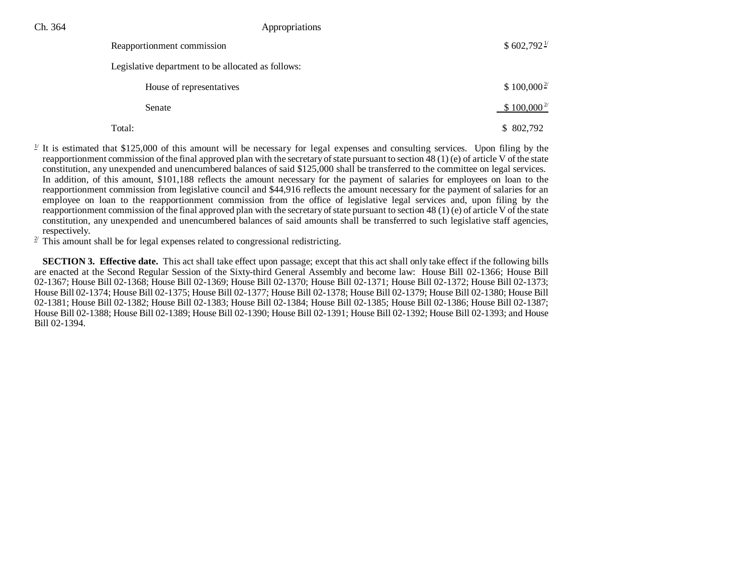| | |
|---|---|
| Reapportionment commission | \$ 602,792[1/] |
| Legislative department to be allocated as follows: | |
| House of representatives | \$ 100,000[2/] |
| Senate | \$ 100,000[2/] |
| Total: | \$ 802,792 |

[1/] It is estimated that \$125,000 of this amount will be necessary for legal expenses and consulting services. Upon filing by the reapportionment commission of the final approved plan with the secretary of state pursuant to section 48 (1) (e) of article V of the state constitution, any unexpended and unencumbered balances of said \$125,000 shall be transferred to the committee on legal services. In addition, of this amount, \$101,188 reflects the amount necessary for the payment of salaries for employees on loan to the reapportionment commission from legislative council and \$44,916 reflects the amount necessary for the payment of salaries for an employee on loan to the reapportionment commission from the office of legislative legal services and, upon filing by the reapportionment commission of the final approved plan with the secretary of state pursuant to section 48 (1) (e) of article V of the state constitution, any unexpended and unencumbered balances of said amounts shall be transferred to such legislative staff agencies, respectively.

[2/] This amount shall be for legal expenses related to congressional redistricting.

**SECTION 3. Effective date.** This act shall take effect upon passage; except that this act shall only take effect if the following bills are enacted at the Second Regular Session of the Sixty-third General Assembly and become law: House Bill 02-1366; House Bill 02-1367; House Bill 02-1368; House Bill 02-1369; House Bill 02-1370; House Bill 02-1371; House Bill 02-1372; House Bill 02-1373; House Bill 02-1374; House Bill 02-1375; House Bill 02-1377; House Bill 02-1378; House Bill 02-1379; House Bill 02-1380; House Bill 02-1381; House Bill 02-1382; House Bill 02-1383; House Bill 02-1384; House Bill 02-1385; House Bill 02-1386; House Bill 02-1387; House Bill 02-1388; House Bill 02-1389; House Bill 02-1390; House Bill 02-1391; House Bill 02-1392; House Bill 02-1393; and House Bill 02-1394.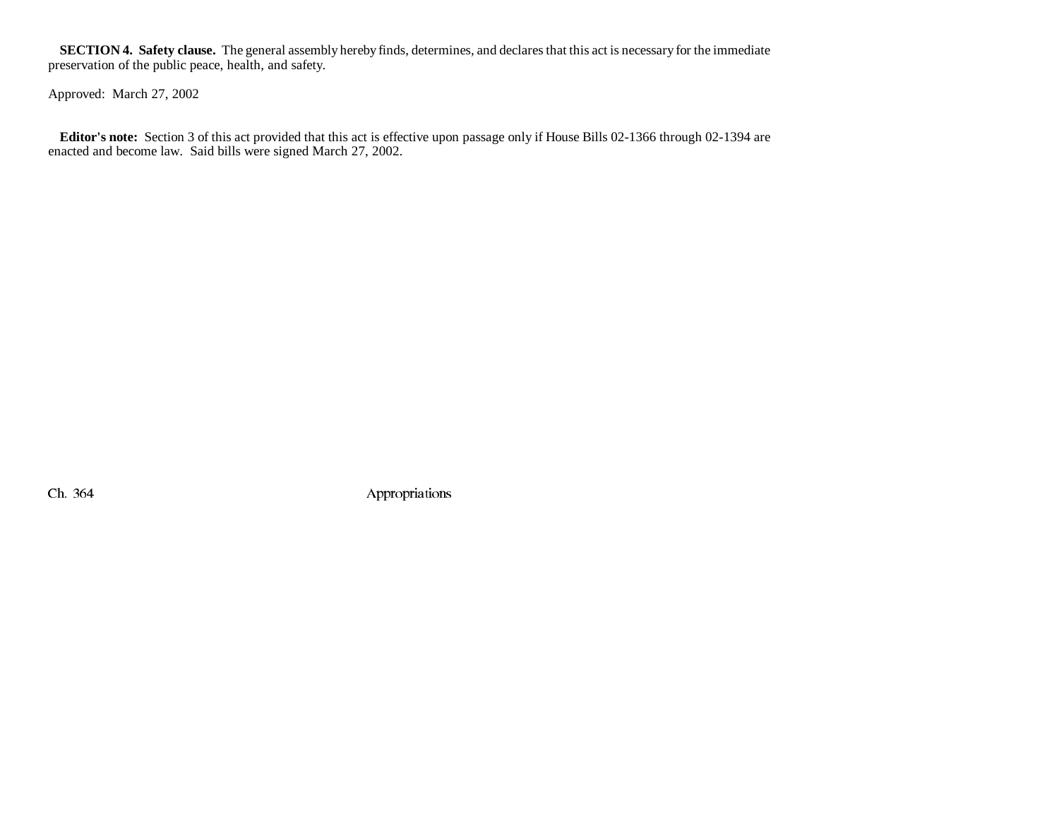**SECTION 4. Safety clause.** The general assembly hereby finds, determines, and declares that this act is necessary for the immediate preservation of the public peace, health, and safety.

Approved: March 27, 2002

**Editor's note:** Section 3 of this act provided that this act is effective upon passage only if House Bills 02-1366 through 02-1394 are enacted and become law. Said bills were signed March 27, 2002.